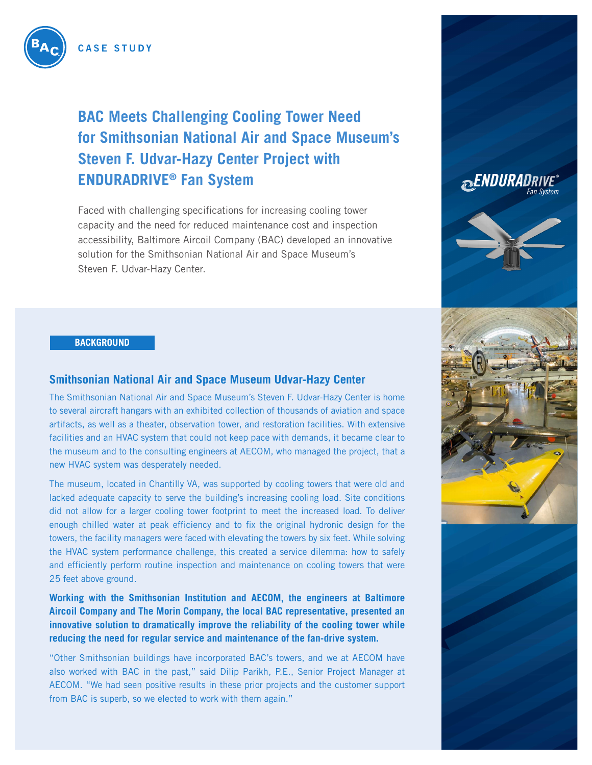CASE STUDY

# BAC Meets Challenging Cooling Tower Need for Smithsonian National Air and Space Museum's Steven F. Udvar-Hazy Center Project with ENDURADRIVE® Fan System

Faced with challenging specifications for increasing cooling tower capacity and the need for reduced maintenance cost and inspection accessibility, Baltimore Aircoil Company (BAC) developed an innovative solution for the Smithsonian National Air and Space Museum's Steven F. Udvar-Hazy Center.

## BACKGROUND

### Smithsonian National Air and Space Museum Udvar-Hazy Center

The Smithsonian National Air and Space Museum's Steven F. Udvar-Hazy Center is home to several aircraft hangars with an exhibited collection of thousands of aviation and space artifacts, as well as a theater, observation tower, and restoration facilities. With extensive facilities and an HVAC system that could not keep pace with demands, it became clear to the museum and to the consulting engineers at AECOM, who managed the project, that a new HVAC system was desperately needed.

The museum, located in Chantilly VA, was supported by cooling towers that were old and lacked adequate capacity to serve the building's increasing cooling load. Site conditions did not allow for a larger cooling tower footprint to meet the increased load. To deliver enough chilled water at peak efficiency and to fix the original hydronic design for the towers, the facility managers were faced with elevating the towers by six feet. While solving the HVAC system performance challenge, this created a service dilemma: how to safely and efficiently perform routine inspection and maintenance on cooling towers that were 25 feet above ground.

**Working with the Smithsonian Institution and AECOM, the engineers at Baltimore Aircoil Company and The Morin Company, the local BAC representative, presented an innovative solution to dramatically improve the reliability of the cooling tower while reducing the need for regular service and maintenance of the fan-drive system.**

"Other Smithsonian buildings have incorporated BAC's towers, and we at AECOM have also worked with BAC in the past," said Dilip Parikh, P.E., Senior Project Manager at AECOM. "We had seen positive results in these prior projects and the customer support from BAC is superb, so we elected to work with them again."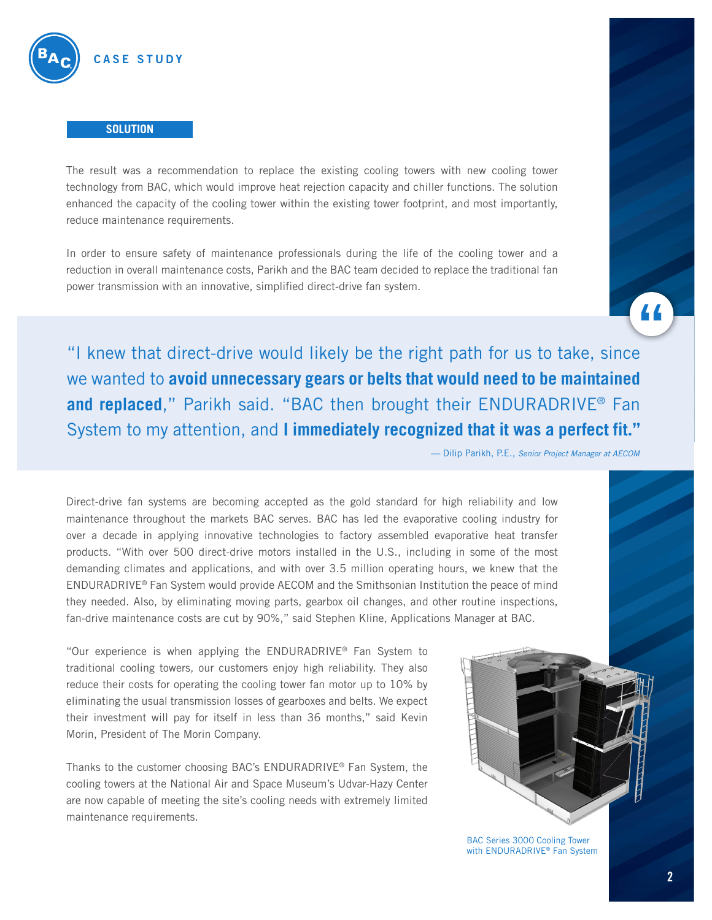## SOLUTION

The result was a recommendation to replace the existing cooling towers with new cooling tower technology from BAC, which would improve heat rejection capacity and chiller functions. The solution enhanced the capacity of the cooling tower within the existing tower footprint, and most importantly, reduce maintenance requirements.

In order to ensure safety of maintenance professionals during the life of the cooling tower and a reduction in overall maintenance costs, Parikh and the BAC team decided to replace the traditional fan power transmission with an innovative, simplified direct-drive fan system.

> "I knew that direct-drive would likely be the right path for us to take, since we wanted to **avoid unnecessary gears or belts that would need to be maintained and replaced**," Parikh said. "BAC then brought their ENDURADRIVE® Fan System to my attention, and **I immediately recognized that it was a perfect fit."**
>
> — Dilip Parikh, P.E., *Senior Project Manager at AECOM*

Direct-drive fan systems are becoming accepted as the gold standard for high reliability and low maintenance throughout the markets BAC serves. BAC has led the evaporative cooling industry for over a decade in applying innovative technologies to factory assembled evaporative heat transfer products. "With over 500 direct-drive motors installed in the U.S., including in some of the most demanding climates and applications, and with over 3.5 million operating hours, we knew that the ENDURADRIVE® Fan System would provide AECOM and the Smithsonian Institution the peace of mind they needed. Also, by eliminating moving parts, gearbox oil changes, and other routine inspections, fan-drive maintenance costs are cut by 90%," said Stephen Kline, Applications Manager at BAC.

"Our experience is when applying the ENDURADRIVE® Fan System to traditional cooling towers, our customers enjoy high reliability. They also reduce their costs for operating the cooling tower fan motor up to 10% by eliminating the usual transmission losses of gearboxes and belts. We expect their investment will pay for itself in less than 36 months," said Kevin Morin, President of The Morin Company.

Thanks to the customer choosing BAC's ENDURADRIVE® Fan System, the cooling towers at the National Air and Space Museum's Udvar-Hazy Center are now capable of meeting the site's cooling needs with extremely limited maintenance requirements.

BAC Series 3000 Cooling Tower with ENDURADRIVE® Fan System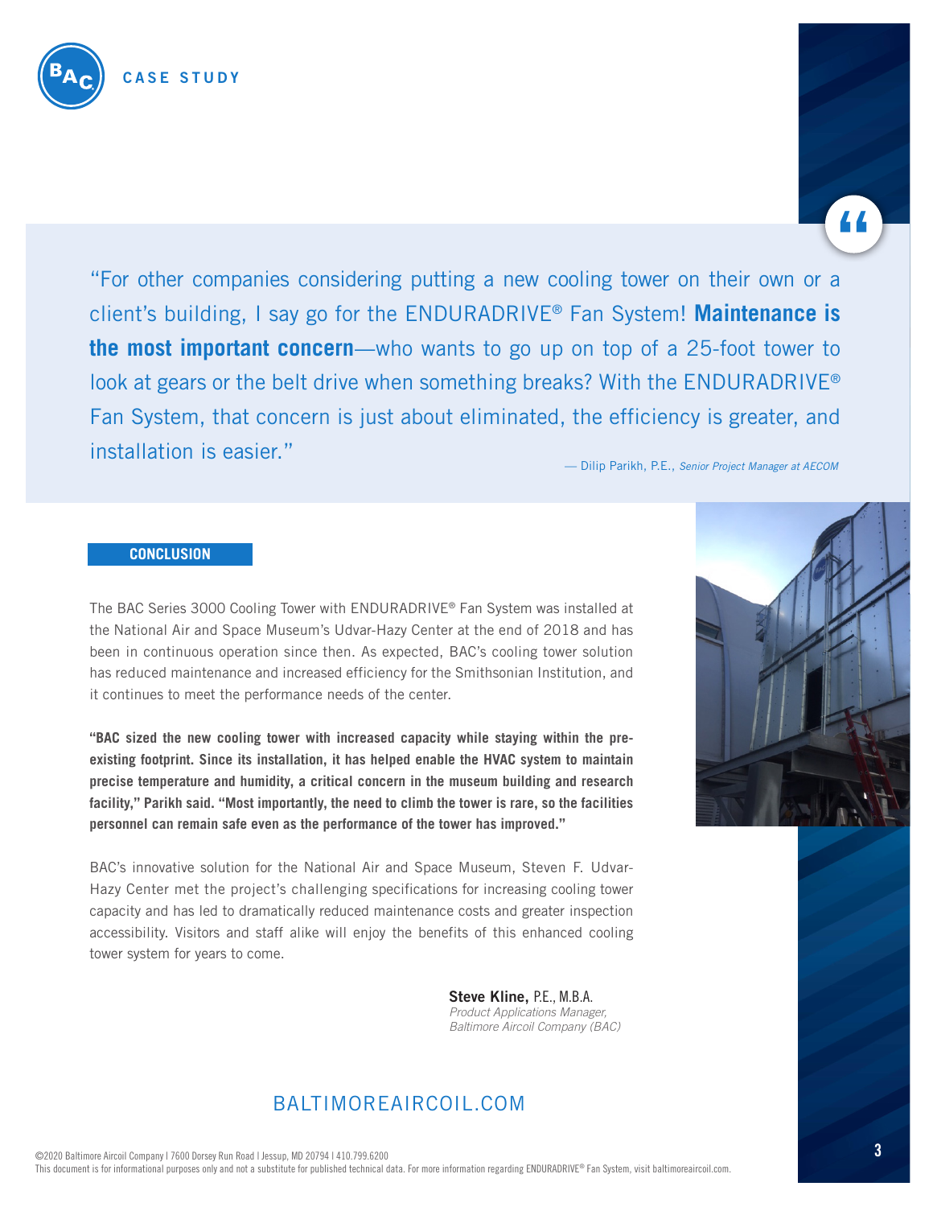CASE STUDY

> "For other companies considering putting a new cooling tower on their own or a client's building, I say go for the ENDURADRIVE® Fan System! **Maintenance is the most important concern**—who wants to go up on top of a 25-foot tower to look at gears or the belt drive when something breaks? With the ENDURADRIVE® Fan System, that concern is just about eliminated, the efficiency is greater, and installation is easier."
>
> — Dilip Parikh, P.E., *Senior Project Manager at AECOM*

## CONCLUSION

The BAC Series 3000 Cooling Tower with ENDURADRIVE® Fan System was installed at the National Air and Space Museum's Udvar-Hazy Center at the end of 2018 and has been in continuous operation since then. As expected, BAC's cooling tower solution has reduced maintenance and increased efficiency for the Smithsonian Institution, and it continues to meet the performance needs of the center.

**"BAC sized the new cooling tower with increased capacity while staying within the pre-existing footprint. Since its installation, it has helped enable the HVAC system to maintain precise temperature and humidity, a critical concern in the museum building and research facility," Parikh said. "Most importantly, the need to climb the tower is rare, so the facilities personnel can remain safe even as the performance of the tower has improved."**

BAC's innovative solution for the National Air and Space Museum, Steven F. Udvar-Hazy Center met the project's challenging specifications for increasing cooling tower capacity and has led to dramatically reduced maintenance costs and greater inspection accessibility. Visitors and staff alike will enjoy the benefits of this enhanced cooling tower system for years to come.

**Steve Kline,** P.E., M.B.A.
*Product Applications Manager,*
*Baltimore Aircoil Company (BAC)*

BALTIMOREAIRCOIL.COM

©2020 Baltimore Aircoil Company | 7600 Dorsey Run Road | Jessup, MD 20794 | 410.799.6200
This document is for informational purposes only and not a substitute for published technical data. For more information regarding ENDURADRIVE® Fan System, visit baltimoreaircoil.com.